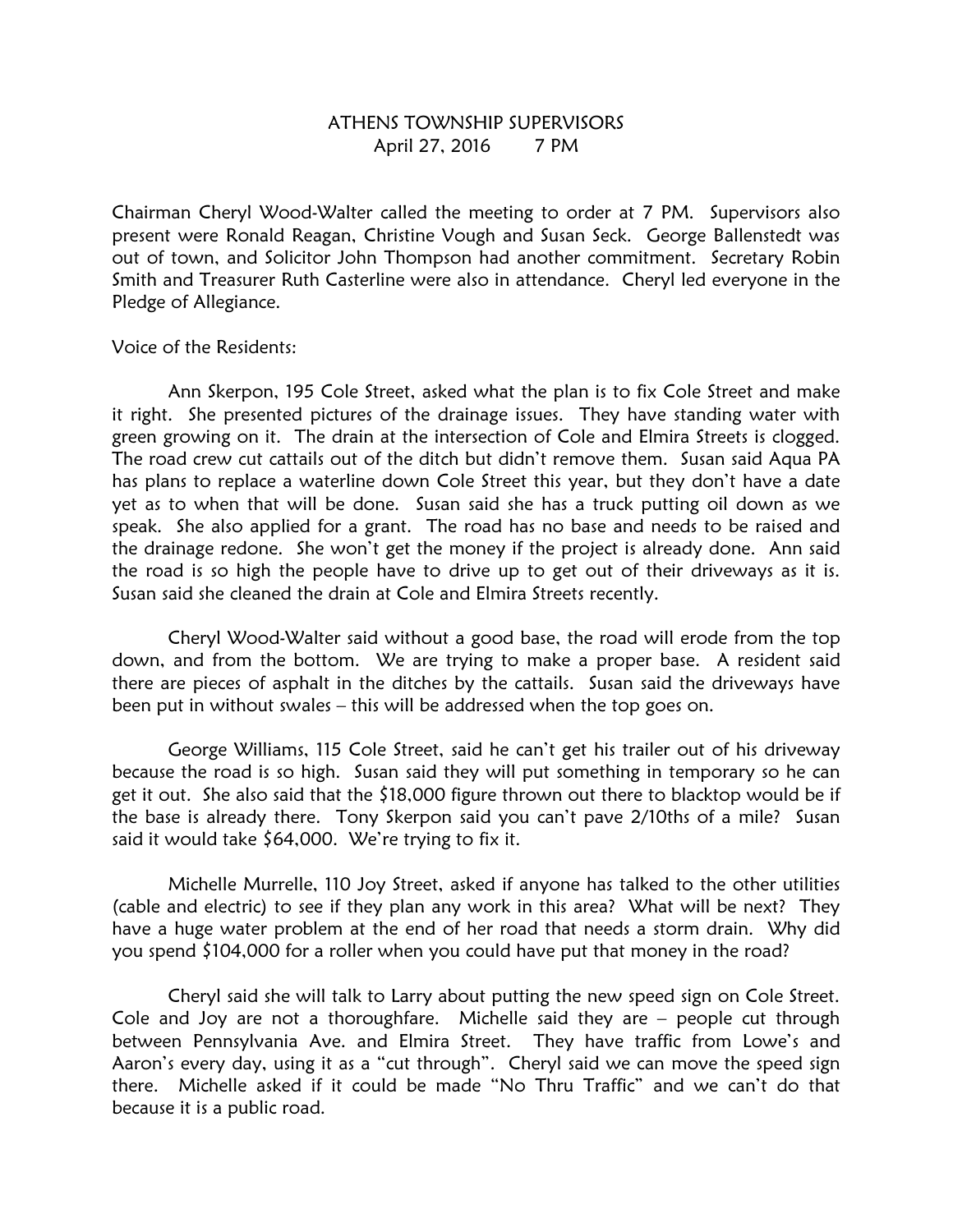# ATHENS TOWNSHIP SUPERVISORS

April 27, 2016 7 PM

Chairman Cheryl Wood-Walter called the meeting to order at 7 PM. Supervisors also present were Ronald Reagan, Christine Vough and Susan Seck. George Ballenstedt was out of town, and Solicitor John Thompson had another commitment. Secretary Robin Smith and Treasurer Ruth Casterline were also in attendance. Cheryl led everyone in the Pledge of Allegiance.

Voice of the Residents:

Ann Skerpon, 195 Cole Street, asked what the plan is to fix Cole Street and make it right. She presented pictures of the drainage issues. They have standing water with green growing on it. The drain at the intersection of Cole and Elmira Streets is clogged. The road crew cut cattails out of the ditch but didn't remove them. Susan said Aqua PA has plans to replace a waterline down Cole Street this year, but they don't have a date yet as to when that will be done. Susan said she has a truck putting oil down as we speak. She also applied for a grant. The road has no base and needs to be raised and the drainage redone. She won't get the money if the project is already done. Ann said the road is so high the people have to drive up to get out of their driveways as it is. Susan said she cleaned the drain at Cole and Elmira Streets recently.

Cheryl Wood-Walter said without a good base, the road will erode from the top down, and from the bottom. We are trying to make a proper base. A resident said there are pieces of asphalt in the ditches by the cattails. Susan said the driveways have been put in without swales – this will be addressed when the top goes on.

George Williams, 115 Cole Street, said he can't get his trailer out of his driveway because the road is so high. Susan said they will put something in temporary so he can get it out. She also said that the $18,000 figure thrown out there to blacktop would be if the base is already there. Tony Skerpon said you can't pave 2/10ths of a mile? Susan said it would take $64,000. We're trying to fix it.

Michelle Murrelle, 110 Joy Street, asked if anyone has talked to the other utilities (cable and electric) to see if they plan any work in this area? What will be next? They have a huge water problem at the end of her road that needs a storm drain. Why did you spend $104,000 for a roller when you could have put that money in the road?

Cheryl said she will talk to Larry about putting the new speed sign on Cole Street. Cole and Joy are not a thoroughfare. Michelle said they are – people cut through between Pennsylvania Ave. and Elmira Street. They have traffic from Lowe's and Aaron's every day, using it as a "cut through". Cheryl said we can move the speed sign there. Michelle asked if it could be made "No Thru Traffic" and we can't do that because it is a public road.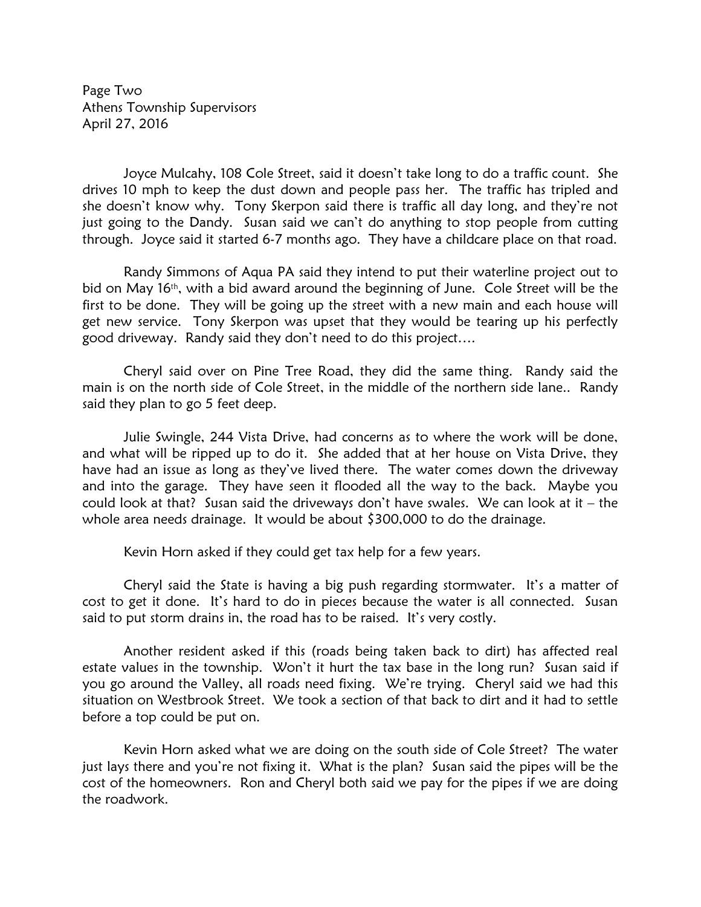Page Two
Athens Township Supervisors
April 27, 2016

Joyce Mulcahy, 108 Cole Street, said it doesn't take long to do a traffic count. She drives 10 mph to keep the dust down and people pass her. The traffic has tripled and she doesn't know why. Tony Skerpon said there is traffic all day long, and they're not just going to the Dandy. Susan said we can't do anything to stop people from cutting through. Joyce said it started 6-7 months ago. They have a childcare place on that road.

Randy Simmons of Aqua PA said they intend to put their waterline project out to bid on May 16th, with a bid award around the beginning of June. Cole Street will be the first to be done. They will be going up the street with a new main and each house will get new service. Tony Skerpon was upset that they would be tearing up his perfectly good driveway. Randy said they don't need to do this project….

Cheryl said over on Pine Tree Road, they did the same thing. Randy said the main is on the north side of Cole Street, in the middle of the northern side lane.. Randy said they plan to go 5 feet deep.

Julie Swingle, 244 Vista Drive, had concerns as to where the work will be done, and what will be ripped up to do it. She added that at her house on Vista Drive, they have had an issue as long as they've lived there. The water comes down the driveway and into the garage. They have seen it flooded all the way to the back. Maybe you could look at that? Susan said the driveways don't have swales. We can look at it – the whole area needs drainage. It would be about $300,000 to do the drainage.

Kevin Horn asked if they could get tax help for a few years.

Cheryl said the State is having a big push regarding stormwater. It's a matter of cost to get it done. It's hard to do in pieces because the water is all connected. Susan said to put storm drains in, the road has to be raised. It's very costly.

Another resident asked if this (roads being taken back to dirt) has affected real estate values in the township. Won't it hurt the tax base in the long run? Susan said if you go around the Valley, all roads need fixing. We're trying. Cheryl said we had this situation on Westbrook Street. We took a section of that back to dirt and it had to settle before a top could be put on.

Kevin Horn asked what we are doing on the south side of Cole Street? The water just lays there and you're not fixing it. What is the plan? Susan said the pipes will be the cost of the homeowners. Ron and Cheryl both said we pay for the pipes if we are doing the roadwork.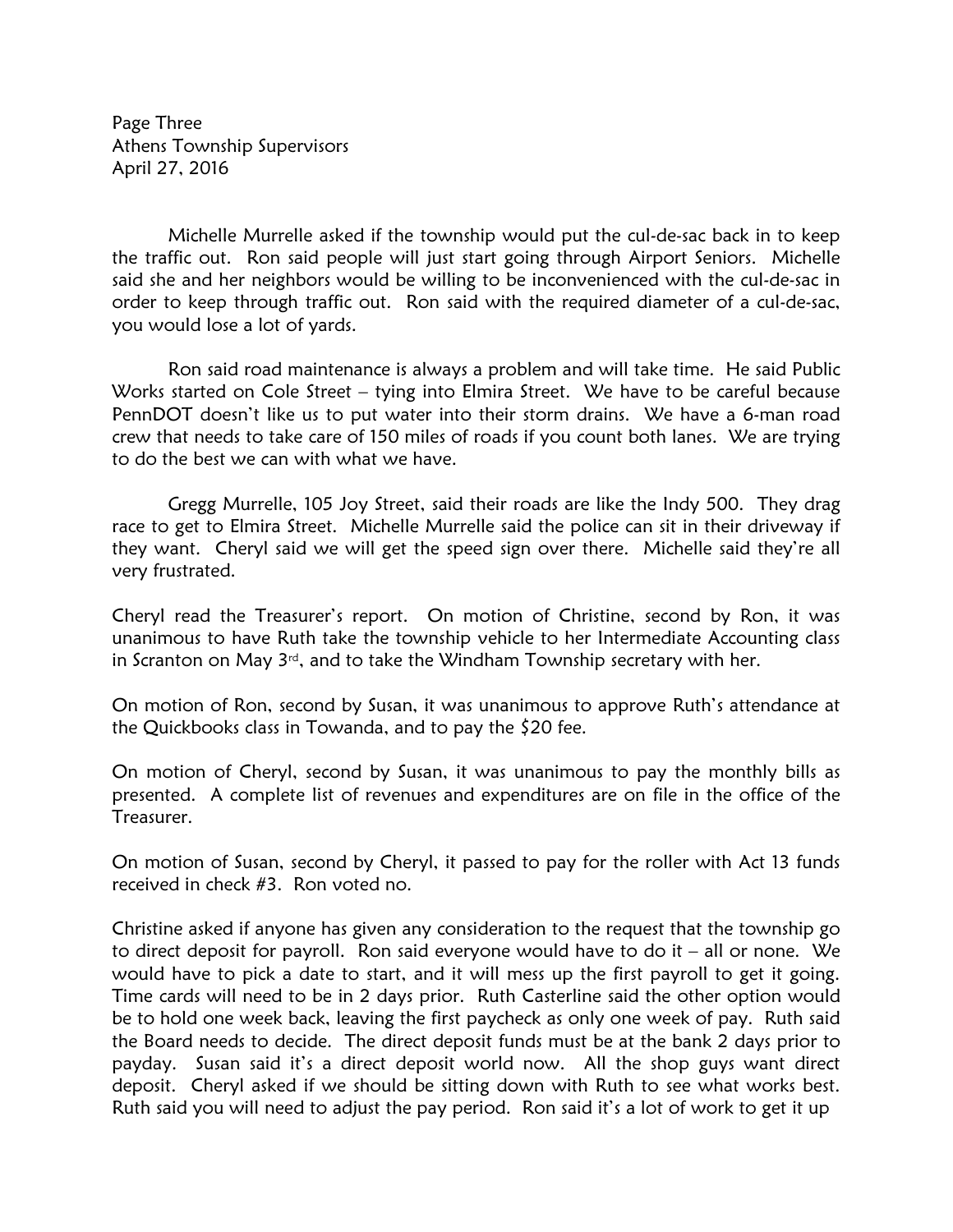Michelle Murrelle asked if the township would put the cul-de-sac back in to keep the traffic out. Ron said people will just start going through Airport Seniors. Michelle said she and her neighbors would be willing to be inconvenienced with the cul-de-sac in order to keep through traffic out. Ron said with the required diameter of a cul-de-sac, you would lose a lot of yards.

Ron said road maintenance is always a problem and will take time. He said Public Works started on Cole Street – tying into Elmira Street. We have to be careful because PennDOT doesn't like us to put water into their storm drains. We have a 6-man road crew that needs to take care of 150 miles of roads if you count both lanes. We are trying to do the best we can with what we have.

Gregg Murrelle, 105 Joy Street, said their roads are like the Indy 500. They drag race to get to Elmira Street. Michelle Murrelle said the police can sit in their driveway if they want. Cheryl said we will get the speed sign over there. Michelle said they're all very frustrated.

Cheryl read the Treasurer's report. On motion of Christine, second by Ron, it was unanimous to have Ruth take the township vehicle to her Intermediate Accounting class in Scranton on May 3rd, and to take the Windham Township secretary with her.

On motion of Ron, second by Susan, it was unanimous to approve Ruth's attendance at the Quickbooks class in Towanda, and to pay the $20 fee.

On motion of Cheryl, second by Susan, it was unanimous to pay the monthly bills as presented. A complete list of revenues and expenditures are on file in the office of the Treasurer.

On motion of Susan, second by Cheryl, it passed to pay for the roller with Act 13 funds received in check #3. Ron voted no.

Christine asked if anyone has given any consideration to the request that the township go to direct deposit for payroll. Ron said everyone would have to do it – all or none. We would have to pick a date to start, and it will mess up the first payroll to get it going. Time cards will need to be in 2 days prior. Ruth Casterline said the other option would be to hold one week back, leaving the first paycheck as only one week of pay. Ruth said the Board needs to decide. The direct deposit funds must be at the bank 2 days prior to payday. Susan said it's a direct deposit world now. All the shop guys want direct deposit. Cheryl asked if we should be sitting down with Ruth to see what works best. Ruth said you will need to adjust the pay period. Ron said it's a lot of work to get it up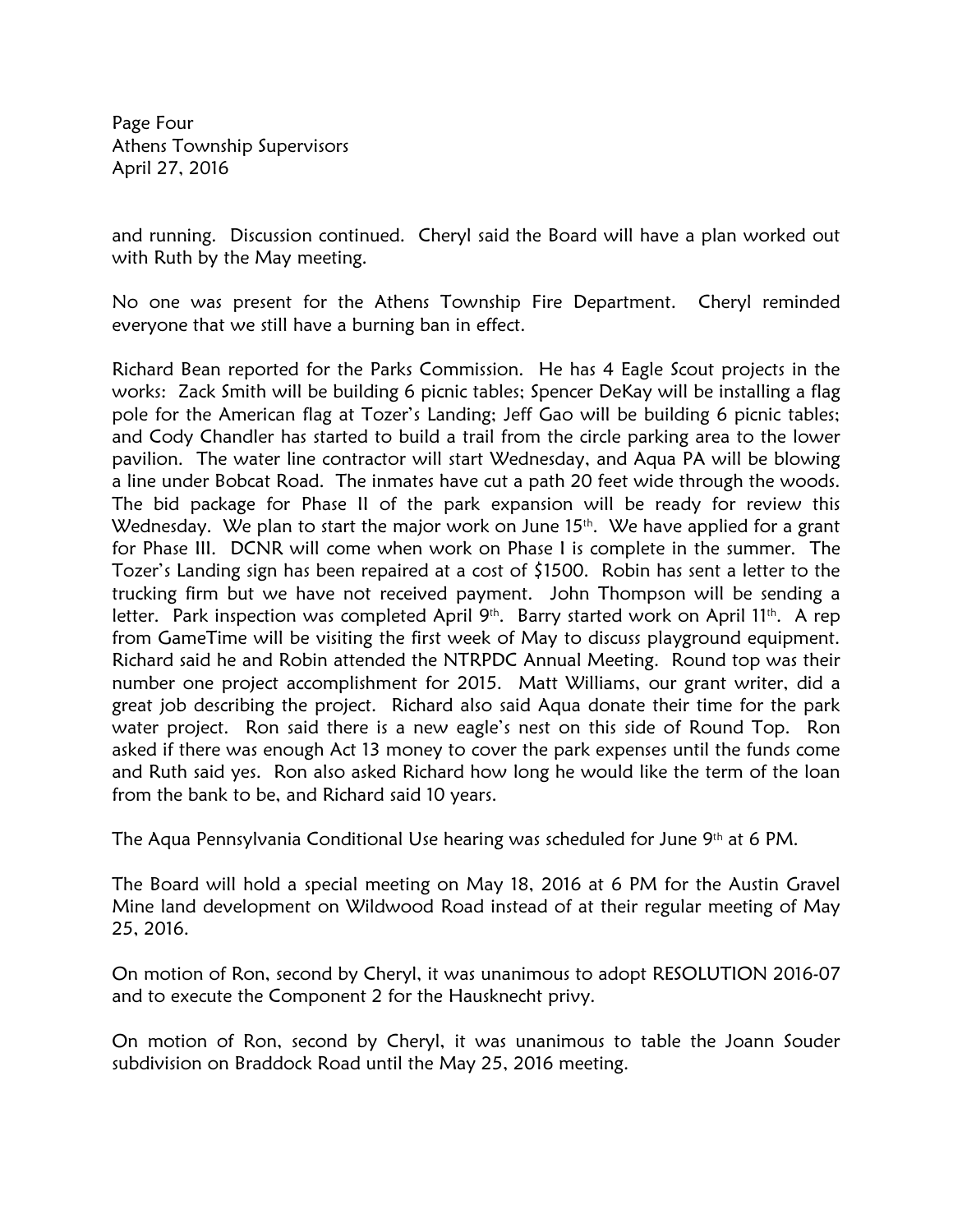and running. Discussion continued. Cheryl said the Board will have a plan worked out with Ruth by the May meeting.

No one was present for the Athens Township Fire Department. Cheryl reminded everyone that we still have a burning ban in effect.

Richard Bean reported for the Parks Commission. He has 4 Eagle Scout projects in the works: Zack Smith will be building 6 picnic tables; Spencer DeKay will be installing a flag pole for the American flag at Tozer's Landing; Jeff Gao will be building 6 picnic tables; and Cody Chandler has started to build a trail from the circle parking area to the lower pavilion. The water line contractor will start Wednesday, and Aqua PA will be blowing a line under Bobcat Road. The inmates have cut a path 20 feet wide through the woods. The bid package for Phase II of the park expansion will be ready for review this Wednesday. We plan to start the major work on June 15th. We have applied for a grant for Phase III. DCNR will come when work on Phase I is complete in the summer. The Tozer's Landing sign has been repaired at a cost of $1500. Robin has sent a letter to the trucking firm but we have not received payment. John Thompson will be sending a letter. Park inspection was completed April 9th. Barry started work on April 11th. A rep from GameTime will be visiting the first week of May to discuss playground equipment. Richard said he and Robin attended the NTRPDC Annual Meeting. Round top was their number one project accomplishment for 2015. Matt Williams, our grant writer, did a great job describing the project. Richard also said Aqua donate their time for the park water project. Ron said there is a new eagle's nest on this side of Round Top. Ron asked if there was enough Act 13 money to cover the park expenses until the funds come and Ruth said yes. Ron also asked Richard how long he would like the term of the loan from the bank to be, and Richard said 10 years.

The Aqua Pennsylvania Conditional Use hearing was scheduled for June 9th at 6 PM.

The Board will hold a special meeting on May 18, 2016 at 6 PM for the Austin Gravel Mine land development on Wildwood Road instead of at their regular meeting of May 25, 2016.

On motion of Ron, second by Cheryl, it was unanimous to adopt RESOLUTION 2016-07 and to execute the Component 2 for the Hausknecht privy.

On motion of Ron, second by Cheryl, it was unanimous to table the Joann Souder subdivision on Braddock Road until the May 25, 2016 meeting.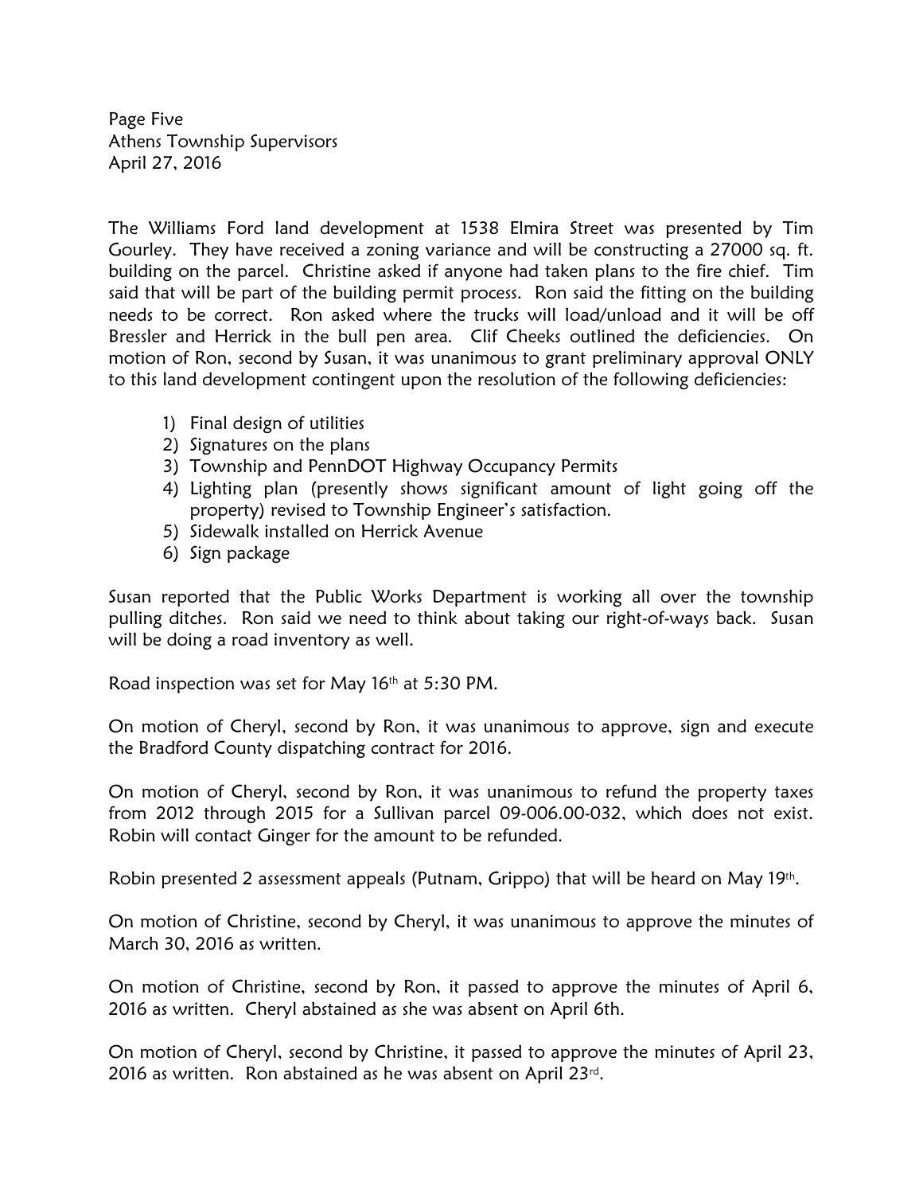The Williams Ford land development at 1538 Elmira Street was presented by Tim Gourley. They have received a zoning variance and will be constructing a 27000 sq. ft. building on the parcel. Christine asked if anyone had taken plans to the fire chief. Tim said that will be part of the building permit process. Ron said the fitting on the building needs to be correct. Ron asked where the trucks will load/unload and it will be off Bressler and Herrick in the bull pen area. Clif Cheeks outlined the deficiencies. On motion of Ron, second by Susan, it was unanimous to grant preliminary approval ONLY to this land development contingent upon the resolution of the following deficiencies:

1) Final design of utilities
2) Signatures on the plans
3) Township and PennDOT Highway Occupancy Permits
4) Lighting plan (presently shows significant amount of light going off the property) revised to Township Engineer's satisfaction.
5) Sidewalk installed on Herrick Avenue
6) Sign package

Susan reported that the Public Works Department is working all over the township pulling ditches. Ron said we need to think about taking our right-of-ways back. Susan will be doing a road inventory as well.

Road inspection was set for May 16th at 5:30 PM.

On motion of Cheryl, second by Ron, it was unanimous to approve, sign and execute the Bradford County dispatching contract for 2016.

On motion of Cheryl, second by Ron, it was unanimous to refund the property taxes from 2012 through 2015 for a Sullivan parcel 09-006.00-032, which does not exist. Robin will contact Ginger for the amount to be refunded.

Robin presented 2 assessment appeals (Putnam, Grippo) that will be heard on May 19th.

On motion of Christine, second by Cheryl, it was unanimous to approve the minutes of March 30, 2016 as written.

On motion of Christine, second by Ron, it passed to approve the minutes of April 6, 2016 as written. Cheryl abstained as she was absent on April 6th.

On motion of Cheryl, second by Christine, it passed to approve the minutes of April 23, 2016 as written. Ron abstained as he was absent on April 23rd.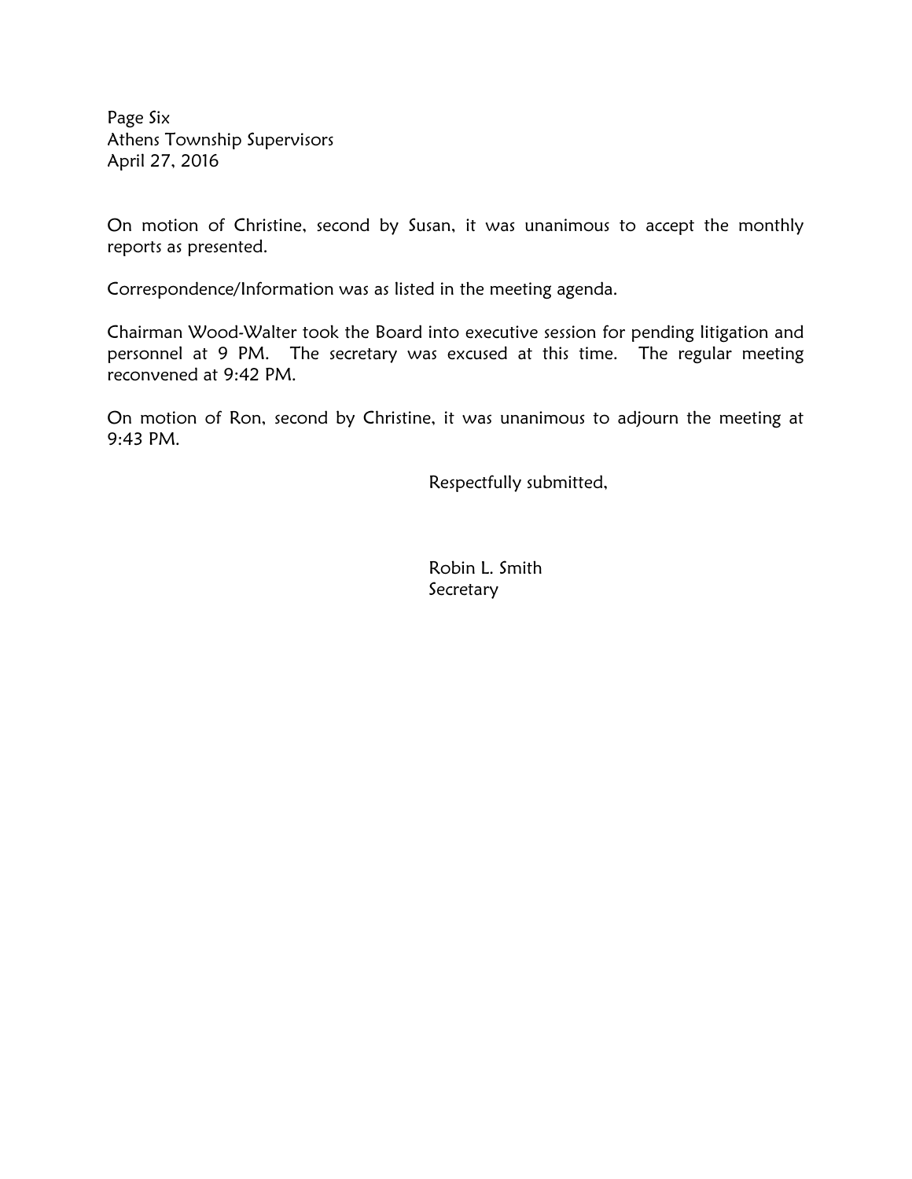On motion of Christine, second by Susan, it was unanimous to accept the monthly reports as presented.

Correspondence/Information was as listed in the meeting agenda.

Chairman Wood-Walter took the Board into executive session for pending litigation and personnel at 9 PM. The secretary was excused at this time. The regular meeting reconvened at 9:42 PM.

On motion of Ron, second by Christine, it was unanimous to adjourn the meeting at 9:43 PM.

Respectfully submitted,

Robin L. Smith
Secretary